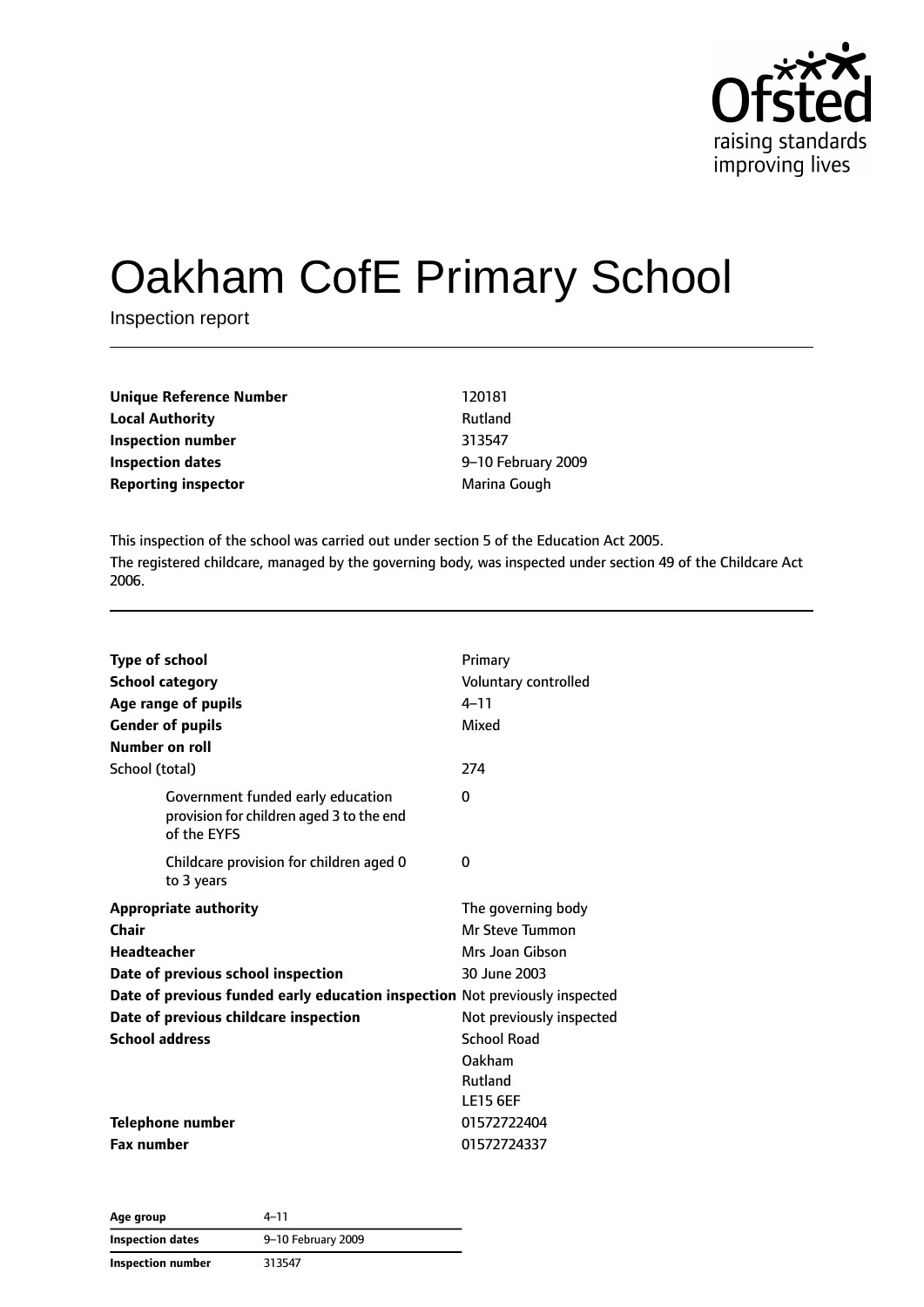# Oakham CofE Primary School

Inspection report

| | |
|---|---|
| **Unique Reference Number** | 120181 |
| **Local Authority** | Rutland |
| **Inspection number** | 313547 |
| **Inspection dates** | 9–10 February 2009 |
| **Reporting inspector** | Marina Gough |

This inspection of the school was carried out under section 5 of the Education Act 2005.

The registered childcare, managed by the governing body, was inspected under section 49 of the Childcare Act 2006.

| | |
|---|---|
| **Type of school** | Primary |
| **School category** | Voluntary controlled |
| **Age range of pupils** | 4–11 |
| **Gender of pupils** | Mixed |
| **Number on roll** | |
| School (total) | 274 |
| Government funded early education provision for children aged 3 to the end of the EYFS | 0 |
| Childcare provision for children aged 0 to 3 years | 0 |
| **Appropriate authority** | The governing body |
| **Chair** | Mr Steve Tummon |
| **Headteacher** | Mrs Joan Gibson |
| **Date of previous school inspection** | 30 June 2003 |
| **Date of previous funded early education inspection** | Not previously inspected |
| **Date of previous childcare inspection** | Not previously inspected |
| **School address** | School Road<br>Oakham<br>Rutland<br>LE15 6EF |
| **Telephone number** | 01572722404 |
| **Fax number** | 01572724337 |

| | |
|---|---|
| **Age group** | 4–11 |
| **Inspection dates** | 9–10 February 2009 |
| **Inspection number** | 313547 |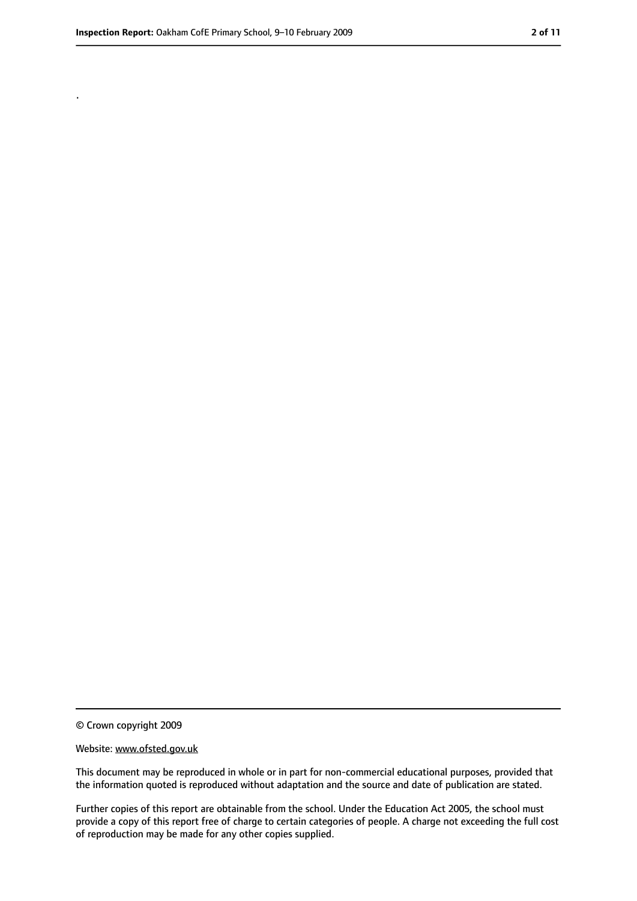.

© Crown copyright 2009

Website: www.ofsted.gov.uk

This document may be reproduced in whole or in part for non-commercial educational purposes, provided that the information quoted is reproduced without adaptation and the source and date of publication are stated.

Further copies of this report are obtainable from the school. Under the Education Act 2005, the school must provide a copy of this report free of charge to certain categories of people. A charge not exceeding the full cost of reproduction may be made for any other copies supplied.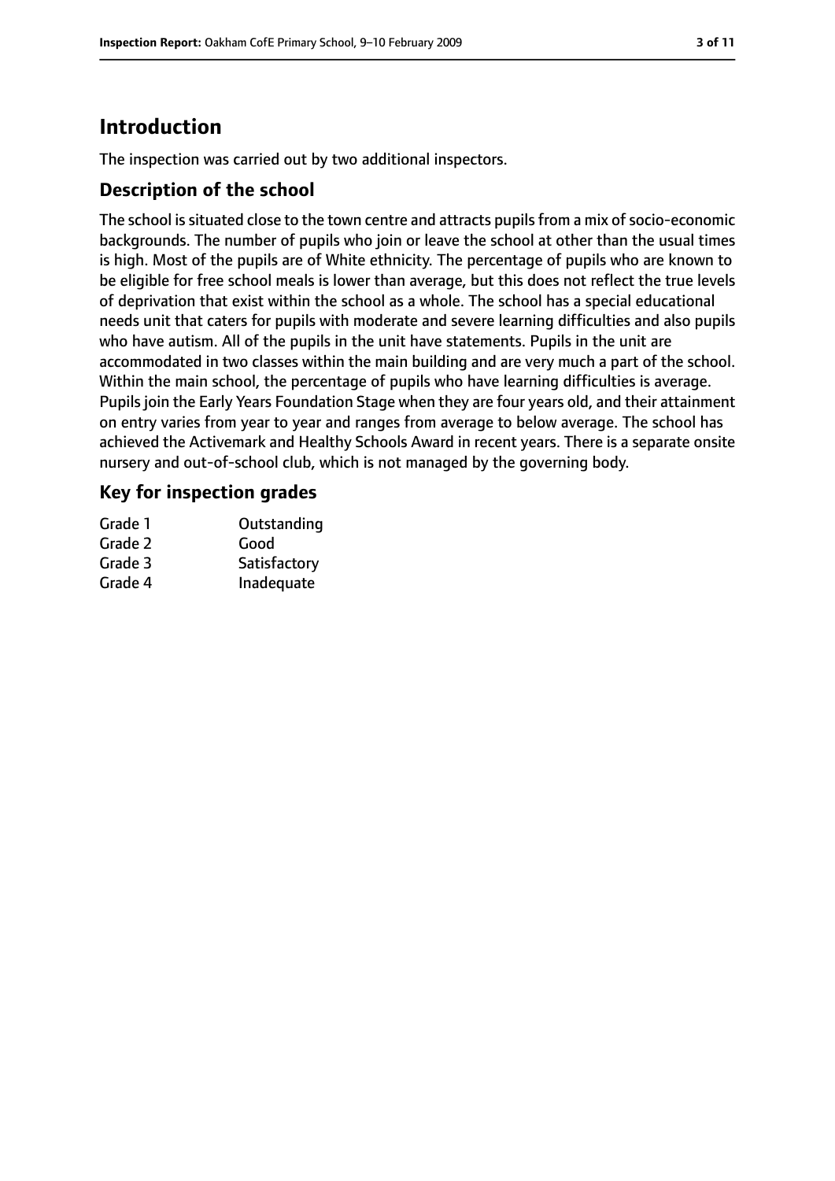# Introduction

The inspection was carried out by two additional inspectors.

## Description of the school

The school is situated close to the town centre and attracts pupils from a mix of socio-economic backgrounds. The number of pupils who join or leave the school at other than the usual times is high. Most of the pupils are of White ethnicity. The percentage of pupils who are known to be eligible for free school meals is lower than average, but this does not reflect the true levels of deprivation that exist within the school as a whole. The school has a special educational needs unit that caters for pupils with moderate and severe learning difficulties and also pupils who have autism. All of the pupils in the unit have statements. Pupils in the unit are accommodated in two classes within the main building and are very much a part of the school. Within the main school, the percentage of pupils who have learning difficulties is average. Pupils join the Early Years Foundation Stage when they are four years old, and their attainment on entry varies from year to year and ranges from average to below average. The school has achieved the Activemark and Healthy Schools Award in recent years. There is a separate onsite nursery and out-of-school club, which is not managed by the governing body.

## Key for inspection grades

| | |
|---|---|
| Grade 1 | Outstanding |
| Grade 2 | Good |
| Grade 3 | Satisfactory |
| Grade 4 | Inadequate |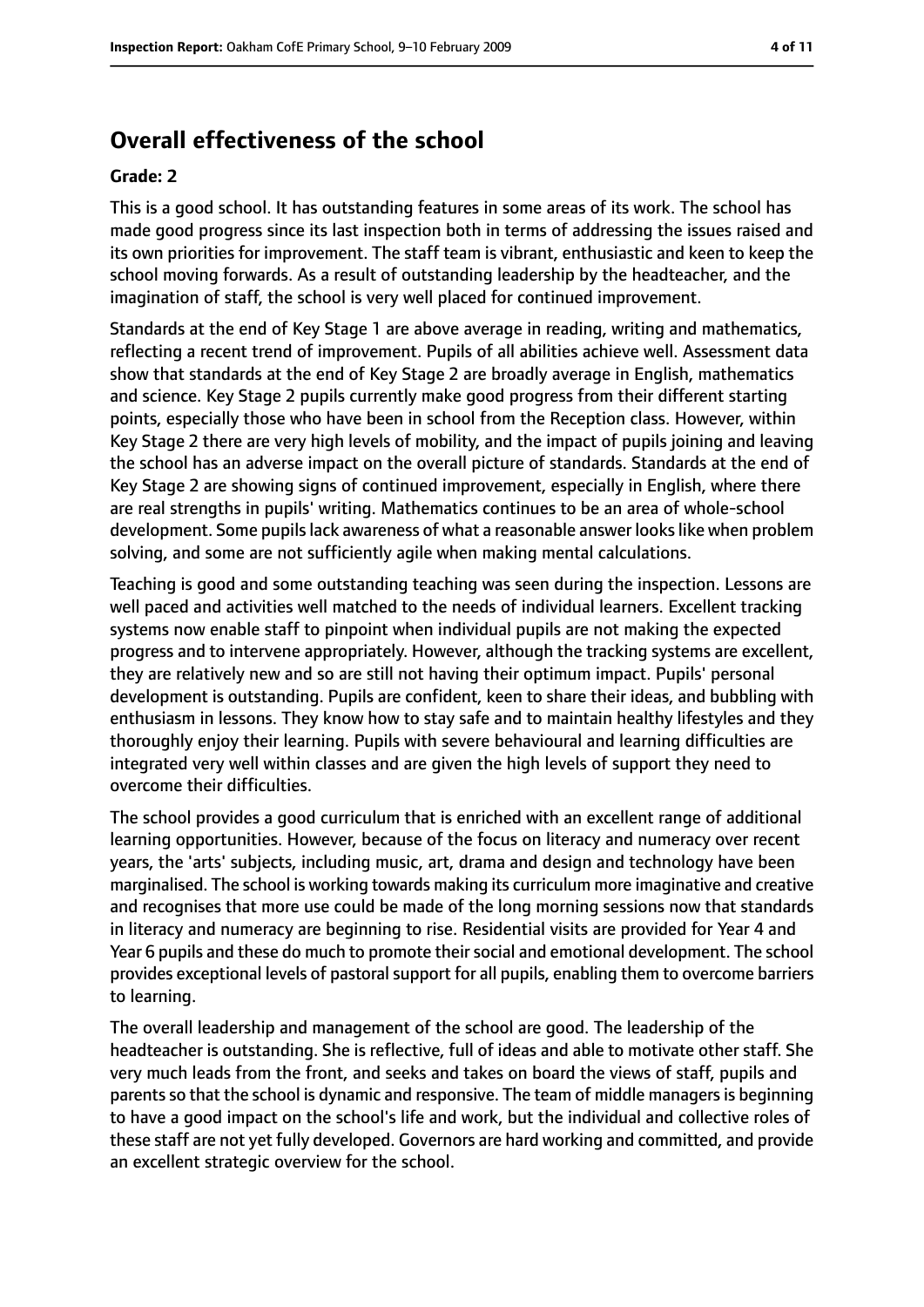# Overall effectiveness of the school

**Grade: 2**

This is a good school. It has outstanding features in some areas of its work. The school has made good progress since its last inspection both in terms of addressing the issues raised and its own priorities for improvement. The staff team is vibrant, enthusiastic and keen to keep the school moving forwards. As a result of outstanding leadership by the headteacher, and the imagination of staff, the school is very well placed for continued improvement.

Standards at the end of Key Stage 1 are above average in reading, writing and mathematics, reflecting a recent trend of improvement. Pupils of all abilities achieve well. Assessment data show that standards at the end of Key Stage 2 are broadly average in English, mathematics and science. Key Stage 2 pupils currently make good progress from their different starting points, especially those who have been in school from the Reception class. However, within Key Stage 2 there are very high levels of mobility, and the impact of pupils joining and leaving the school has an adverse impact on the overall picture of standards. Standards at the end of Key Stage 2 are showing signs of continued improvement, especially in English, where there are real strengths in pupils' writing. Mathematics continues to be an area of whole-school development. Some pupils lack awareness of what a reasonable answer looks like when problem solving, and some are not sufficiently agile when making mental calculations.

Teaching is good and some outstanding teaching was seen during the inspection. Lessons are well paced and activities well matched to the needs of individual learners. Excellent tracking systems now enable staff to pinpoint when individual pupils are not making the expected progress and to intervene appropriately. However, although the tracking systems are excellent, they are relatively new and so are still not having their optimum impact. Pupils' personal development is outstanding. Pupils are confident, keen to share their ideas, and bubbling with enthusiasm in lessons. They know how to stay safe and to maintain healthy lifestyles and they thoroughly enjoy their learning. Pupils with severe behavioural and learning difficulties are integrated very well within classes and are given the high levels of support they need to overcome their difficulties.

The school provides a good curriculum that is enriched with an excellent range of additional learning opportunities. However, because of the focus on literacy and numeracy over recent years, the 'arts' subjects, including music, art, drama and design and technology have been marginalised. The school is working towards making its curriculum more imaginative and creative and recognises that more use could be made of the long morning sessions now that standards in literacy and numeracy are beginning to rise. Residential visits are provided for Year 4 and Year 6 pupils and these do much to promote their social and emotional development. The school provides exceptional levels of pastoral support for all pupils, enabling them to overcome barriers to learning.

The overall leadership and management of the school are good. The leadership of the headteacher is outstanding. She is reflective, full of ideas and able to motivate other staff. She very much leads from the front, and seeks and takes on board the views of staff, pupils and parents so that the school is dynamic and responsive. The team of middle managers is beginning to have a good impact on the school's life and work, but the individual and collective roles of these staff are not yet fully developed. Governors are hard working and committed, and provide an excellent strategic overview for the school.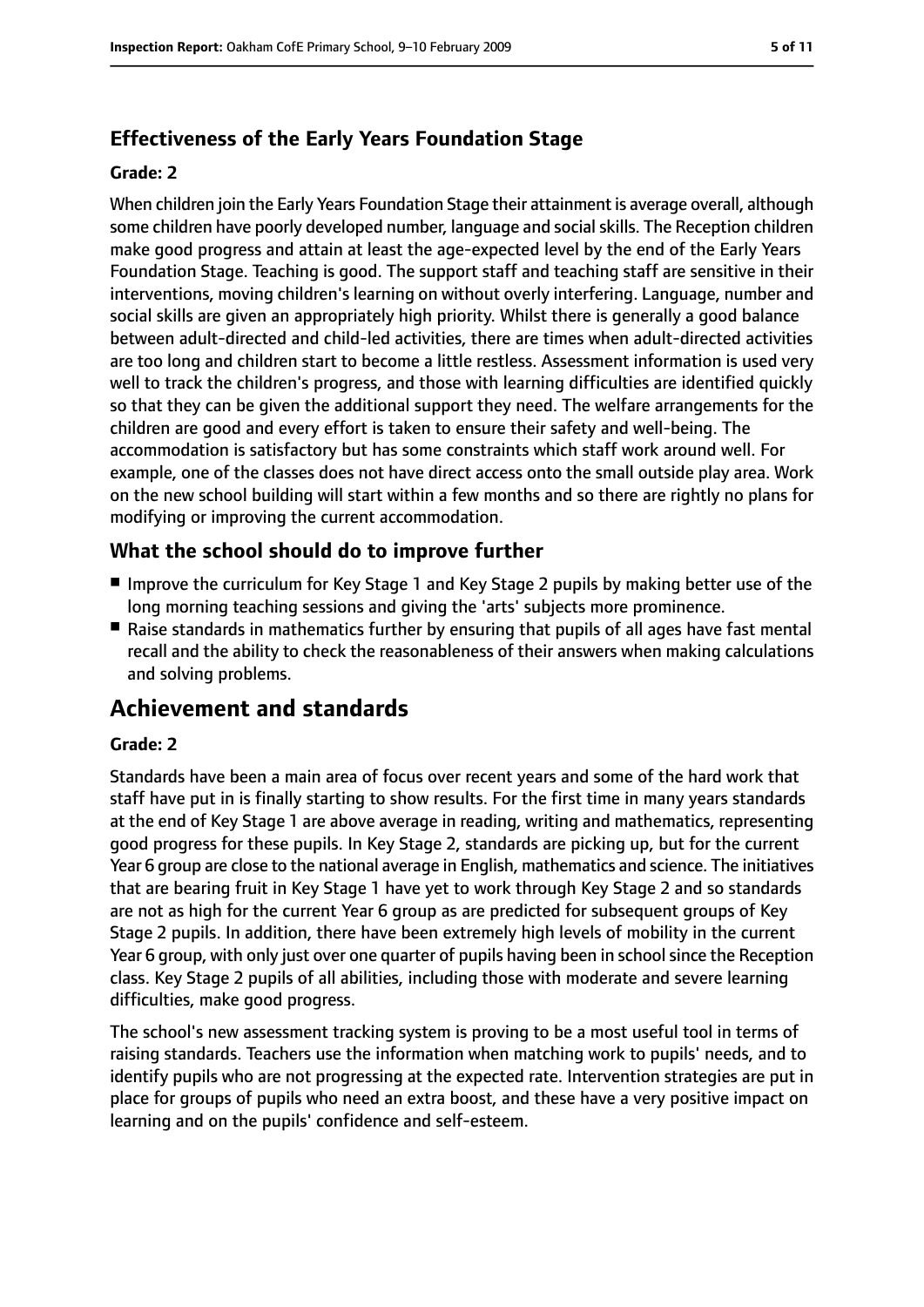### Effectiveness of the Early Years Foundation Stage

#### Grade: 2

When children join the Early Years Foundation Stage their attainment is average overall, although some children have poorly developed number, language and social skills. The Reception children make good progress and attain at least the age-expected level by the end of the Early Years Foundation Stage. Teaching is good. The support staff and teaching staff are sensitive in their interventions, moving children's learning on without overly interfering. Language, number and social skills are given an appropriately high priority. Whilst there is generally a good balance between adult-directed and child-led activities, there are times when adult-directed activities are too long and children start to become a little restless. Assessment information is used very well to track the children's progress, and those with learning difficulties are identified quickly so that they can be given the additional support they need. The welfare arrangements for the children are good and every effort is taken to ensure their safety and well-being. The accommodation is satisfactory but has some constraints which staff work around well. For example, one of the classes does not have direct access onto the small outside play area. Work on the new school building will start within a few months and so there are rightly no plans for modifying or improving the current accommodation.

### What the school should do to improve further

- Improve the curriculum for Key Stage 1 and Key Stage 2 pupils by making better use of the long morning teaching sessions and giving the 'arts' subjects more prominence.
- Raise standards in mathematics further by ensuring that pupils of all ages have fast mental recall and the ability to check the reasonableness of their answers when making calculations and solving problems.

## Achievement and standards

#### Grade: 2

Standards have been a main area of focus over recent years and some of the hard work that staff have put in is finally starting to show results. For the first time in many years standards at the end of Key Stage 1 are above average in reading, writing and mathematics, representing good progress for these pupils. In Key Stage 2, standards are picking up, but for the current Year 6 group are close to the national average in English, mathematics and science. The initiatives that are bearing fruit in Key Stage 1 have yet to work through Key Stage 2 and so standards are not as high for the current Year 6 group as are predicted for subsequent groups of Key Stage 2 pupils. In addition, there have been extremely high levels of mobility in the current Year 6 group, with only just over one quarter of pupils having been in school since the Reception class. Key Stage 2 pupils of all abilities, including those with moderate and severe learning difficulties, make good progress.

The school's new assessment tracking system is proving to be a most useful tool in terms of raising standards. Teachers use the information when matching work to pupils' needs, and to identify pupils who are not progressing at the expected rate. Intervention strategies are put in place for groups of pupils who need an extra boost, and these have a very positive impact on learning and on the pupils' confidence and self-esteem.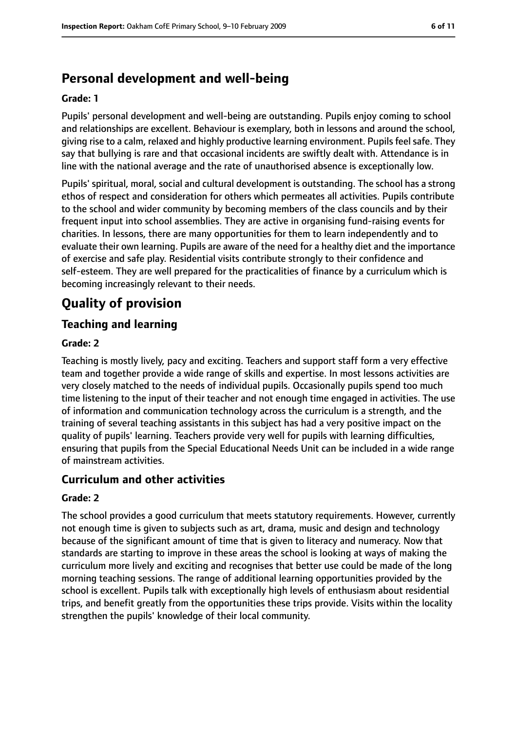## Personal development and well-being

**Grade: 1**

Pupils' personal development and well-being are outstanding. Pupils enjoy coming to school and relationships are excellent. Behaviour is exemplary, both in lessons and around the school, giving rise to a calm, relaxed and highly productive learning environment. Pupils feel safe. They say that bullying is rare and that occasional incidents are swiftly dealt with. Attendance is in line with the national average and the rate of unauthorised absence is exceptionally low.

Pupils' spiritual, moral, social and cultural development is outstanding. The school has a strong ethos of respect and consideration for others which permeates all activities. Pupils contribute to the school and wider community by becoming members of the class councils and by their frequent input into school assemblies. They are active in organising fund-raising events for charities. In lessons, there are many opportunities for them to learn independently and to evaluate their own learning. Pupils are aware of the need for a healthy diet and the importance of exercise and safe play. Residential visits contribute strongly to their confidence and self-esteem. They are well prepared for the practicalities of finance by a curriculum which is becoming increasingly relevant to their needs.

# Quality of provision

## Teaching and learning

**Grade: 2**

Teaching is mostly lively, pacy and exciting. Teachers and support staff form a very effective team and together provide a wide range of skills and expertise. In most lessons activities are very closely matched to the needs of individual pupils. Occasionally pupils spend too much time listening to the input of their teacher and not enough time engaged in activities. The use of information and communication technology across the curriculum is a strength, and the training of several teaching assistants in this subject has had a very positive impact on the quality of pupils' learning. Teachers provide very well for pupils with learning difficulties, ensuring that pupils from the Special Educational Needs Unit can be included in a wide range of mainstream activities.

## Curriculum and other activities

**Grade: 2**

The school provides a good curriculum that meets statutory requirements. However, currently not enough time is given to subjects such as art, drama, music and design and technology because of the significant amount of time that is given to literacy and numeracy. Now that standards are starting to improve in these areas the school is looking at ways of making the curriculum more lively and exciting and recognises that better use could be made of the long morning teaching sessions. The range of additional learning opportunities provided by the school is excellent. Pupils talk with exceptionally high levels of enthusiasm about residential trips, and benefit greatly from the opportunities these trips provide. Visits within the locality strengthen the pupils' knowledge of their local community.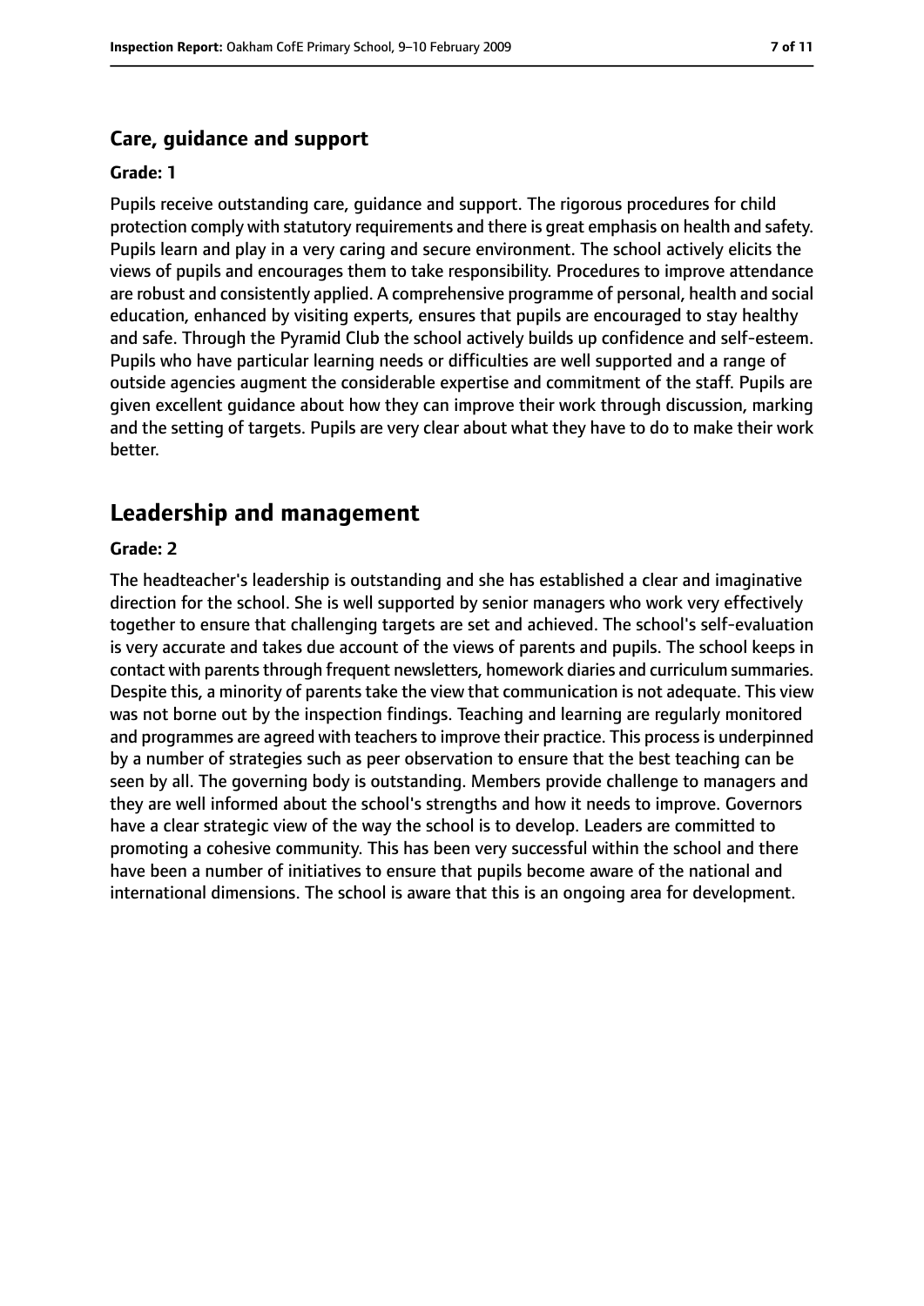### Care, guidance and support

**Grade: 1**

Pupils receive outstanding care, guidance and support. The rigorous procedures for child protection comply with statutory requirements and there is great emphasis on health and safety. Pupils learn and play in a very caring and secure environment. The school actively elicits the views of pupils and encourages them to take responsibility. Procedures to improve attendance are robust and consistently applied. A comprehensive programme of personal, health and social education, enhanced by visiting experts, ensures that pupils are encouraged to stay healthy and safe. Through the Pyramid Club the school actively builds up confidence and self-esteem. Pupils who have particular learning needs or difficulties are well supported and a range of outside agencies augment the considerable expertise and commitment of the staff. Pupils are given excellent guidance about how they can improve their work through discussion, marking and the setting of targets. Pupils are very clear about what they have to do to make their work better.

## Leadership and management

**Grade: 2**

The headteacher's leadership is outstanding and she has established a clear and imaginative direction for the school. She is well supported by senior managers who work very effectively together to ensure that challenging targets are set and achieved. The school's self-evaluation is very accurate and takes due account of the views of parents and pupils. The school keeps in contact with parents through frequent newsletters, homework diaries and curriculum summaries. Despite this, a minority of parents take the view that communication is not adequate. This view was not borne out by the inspection findings. Teaching and learning are regularly monitored and programmes are agreed with teachers to improve their practice. This process is underpinned by a number of strategies such as peer observation to ensure that the best teaching can be seen by all. The governing body is outstanding. Members provide challenge to managers and they are well informed about the school's strengths and how it needs to improve. Governors have a clear strategic view of the way the school is to develop. Leaders are committed to promoting a cohesive community. This has been very successful within the school and there have been a number of initiatives to ensure that pupils become aware of the national and international dimensions. The school is aware that this is an ongoing area for development.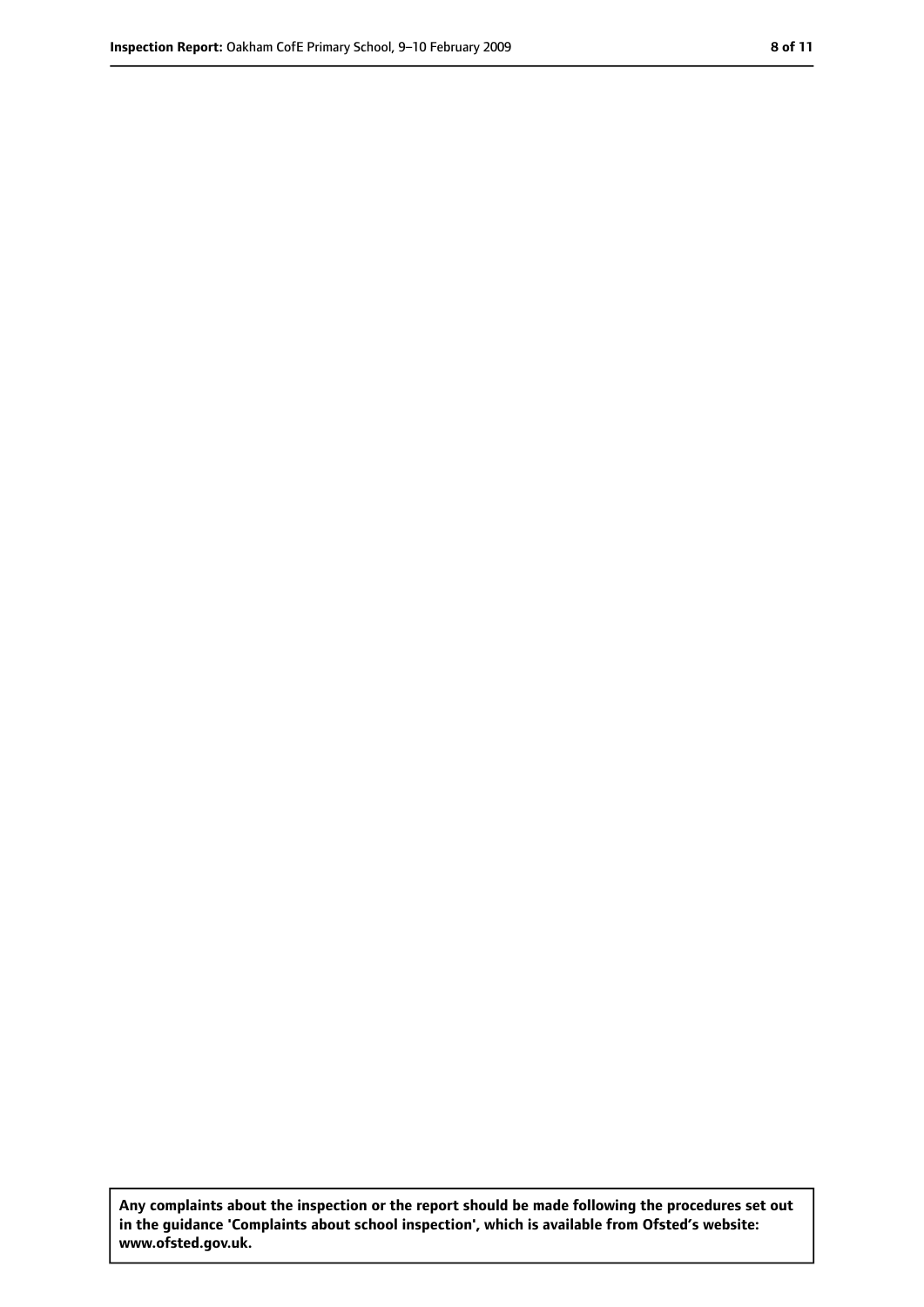**Any complaints about the inspection or the report should be made following the procedures set out in the guidance 'Complaints about school inspection', which is available from Ofsted's website: www.ofsted.gov.uk.**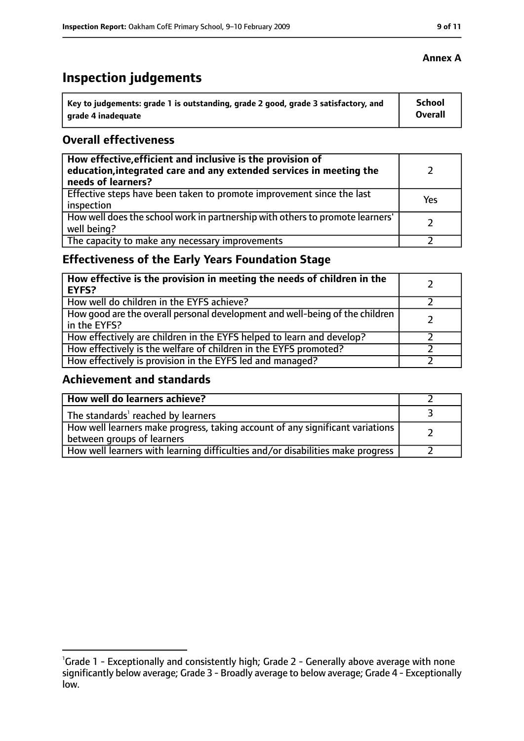**Annex A**

# Inspection judgements

| Key to judgements: grade 1 is outstanding, grade 2 good, grade 3 satisfactory, and grade 4 inadequate | School Overall |
|---|---|

## Overall effectiveness

| | |
|---|---|
| **How effective, efficient and inclusive is the provision of education, integrated care and any extended services in meeting the needs of learners?** | 2 |
| Effective steps have been taken to promote improvement since the last inspection | Yes |
| How well does the school work in partnership with others to promote learners' well being? | 2 |
| The capacity to make any necessary improvements | 2 |

## Effectiveness of the Early Years Foundation Stage

| | |
|---|---|
| **How effective is the provision in meeting the needs of children in the EYFS?** | 2 |
| How well do children in the EYFS achieve? | 2 |
| How good are the overall personal development and well-being of the children in the EYFS? | 2 |
| How effectively are children in the EYFS helped to learn and develop? | 2 |
| How effectively is the welfare of children in the EYFS promoted? | 2 |
| How effectively is provision in the EYFS led and managed? | 2 |

## Achievement and standards

| | |
|---|---|
| **How well do learners achieve?** | 2 |
| The standards[1] reached by learners | 3 |
| How well learners make progress, taking account of any significant variations between groups of learners | 2 |
| How well learners with learning difficulties and/or disabilities make progress | 2 |

[1] Grade 1 - Exceptionally and consistently high; Grade 2 - Generally above average with none significantly below average; Grade 3 - Broadly average to below average; Grade 4 - Exceptionally low.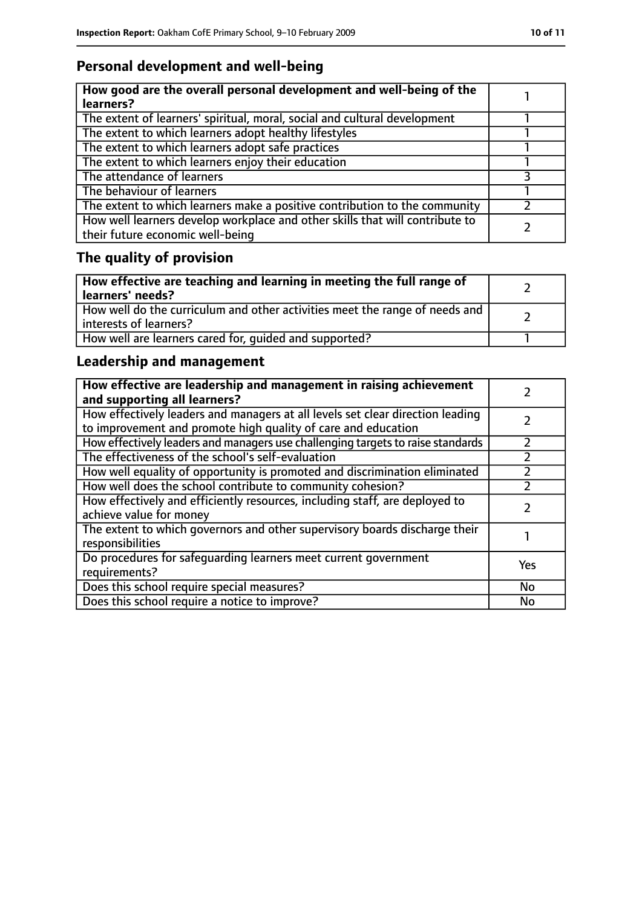## Personal development and well-being

| How good are the overall personal development and well-being of the learners? | 1 |
|---|---|
| The extent of learners' spiritual, moral, social and cultural development | 1 |
| The extent to which learners adopt healthy lifestyles | 1 |
| The extent to which learners adopt safe practices | 1 |
| The extent to which learners enjoy their education | 1 |
| The attendance of learners | 3 |
| The behaviour of learners | 1 |
| The extent to which learners make a positive contribution to the community | 2 |
| How well learners develop workplace and other skills that will contribute to their future economic well-being | 2 |

## The quality of provision

| How effective are teaching and learning in meeting the full range of learners' needs? | 2 |
|---|---|
| How well do the curriculum and other activities meet the range of needs and interests of learners? | 2 |
| How well are learners cared for, guided and supported? | 1 |

## Leadership and management

| How effective are leadership and management in raising achievement and supporting all learners? | 2 |
|---|---|
| How effectively leaders and managers at all levels set clear direction leading to improvement and promote high quality of care and education | 2 |
| How effectively leaders and managers use challenging targets to raise standards | 2 |
| The effectiveness of the school's self-evaluation | 2 |
| How well equality of opportunity is promoted and discrimination eliminated | 2 |
| How well does the school contribute to community cohesion? | 2 |
| How effectively and efficiently resources, including staff, are deployed to achieve value for money | 2 |
| The extent to which governors and other supervisory boards discharge their responsibilities | 1 |
| Do procedures for safeguarding learners meet current government requirements? | Yes |
| Does this school require special measures? | No |
| Does this school require a notice to improve? | No |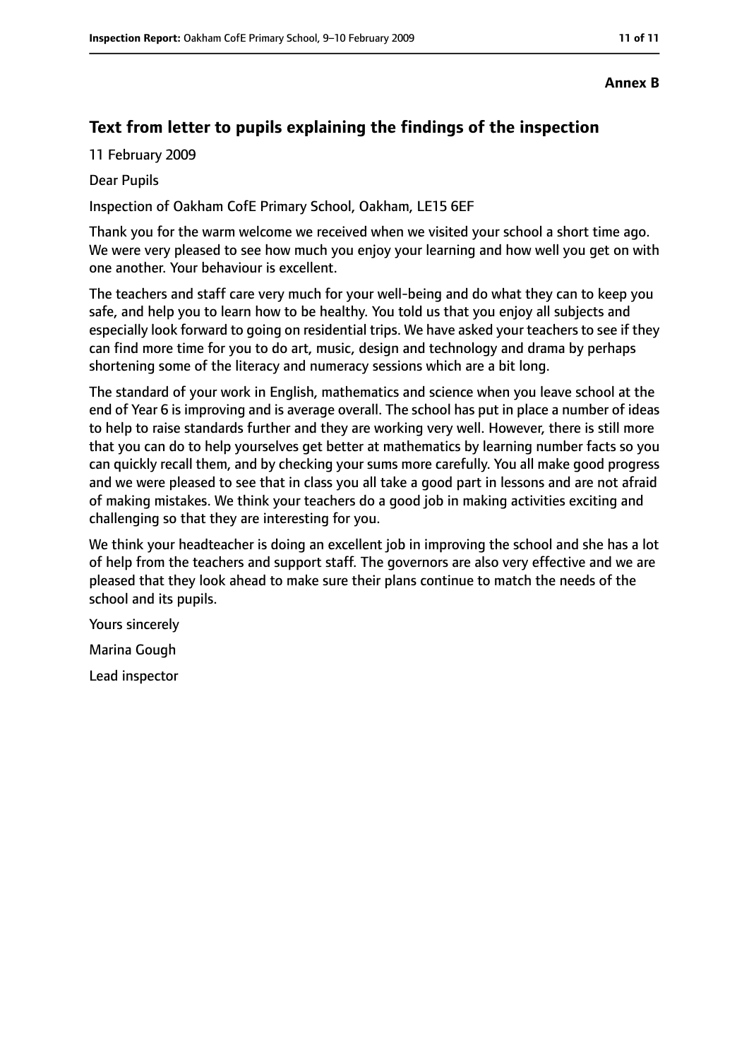**Annex B**

## Text from letter to pupils explaining the findings of the inspection

11 February 2009

Dear Pupils

Inspection of Oakham CofE Primary School, Oakham, LE15 6EF

Thank you for the warm welcome we received when we visited your school a short time ago. We were very pleased to see how much you enjoy your learning and how well you get on with one another. Your behaviour is excellent.

The teachers and staff care very much for your well-being and do what they can to keep you safe, and help you to learn how to be healthy. You told us that you enjoy all subjects and especially look forward to going on residential trips. We have asked your teachers to see if they can find more time for you to do art, music, design and technology and drama by perhaps shortening some of the literacy and numeracy sessions which are a bit long.

The standard of your work in English, mathematics and science when you leave school at the end of Year 6 is improving and is average overall. The school has put in place a number of ideas to help to raise standards further and they are working very well. However, there is still more that you can do to help yourselves get better at mathematics by learning number facts so you can quickly recall them, and by checking your sums more carefully. You all make good progress and we were pleased to see that in class you all take a good part in lessons and are not afraid of making mistakes. We think your teachers do a good job in making activities exciting and challenging so that they are interesting for you.

We think your headteacher is doing an excellent job in improving the school and she has a lot of help from the teachers and support staff. The governors are also very effective and we are pleased that they look ahead to make sure their plans continue to match the needs of the school and its pupils.

Yours sincerely

Marina Gough

Lead inspector